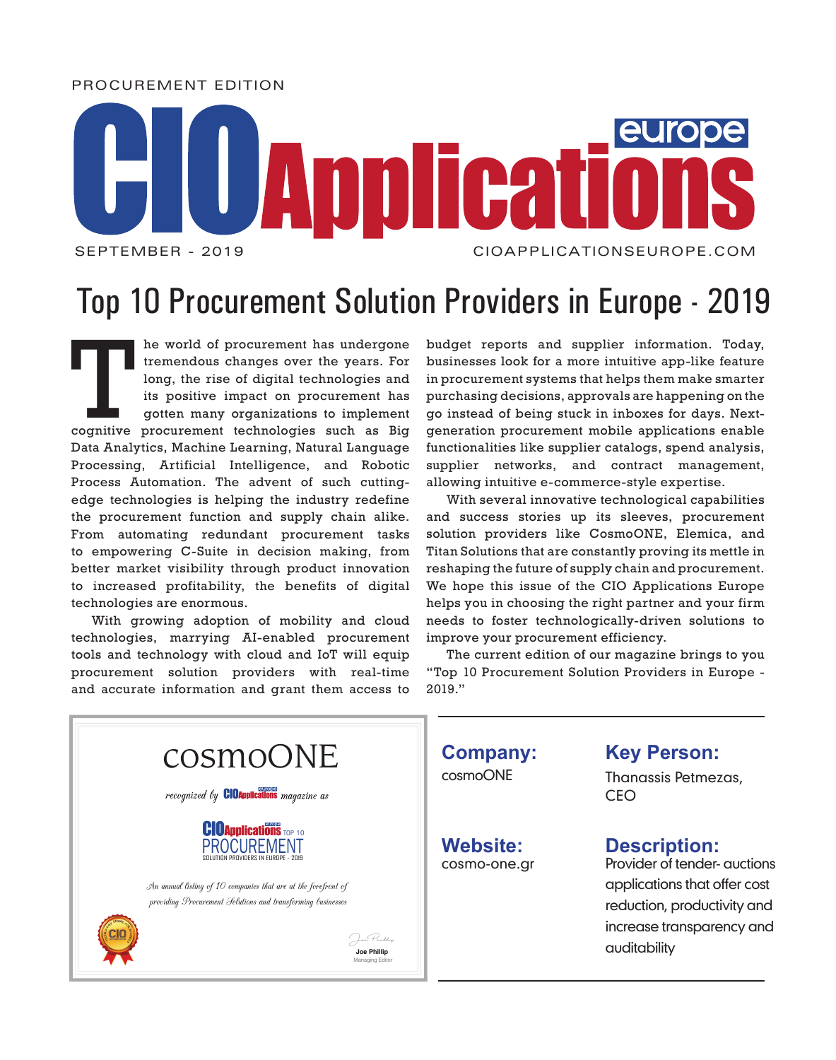PROCUREMENT EDITION

# CIO Applications europe

SEPTEMBER - 2019

CIOAPPLICATIONSEUROPE.COM

## Top 10 Procurement Solution Providers in Europe - 2019

The world of procurement has undergone tremendous changes over the years. For long, the rise of digital technologies and its positive impact on procurement has gotten many organizations to implement cognitive procurement technologies such as Big Data Analytics, Machine Learning, Natural Language Processing, Artificial Intelligence, and Robotic Process Automation. The advent of such cutting-edge technologies is helping the industry redefine the procurement function and supply chain alike. From automating redundant procurement tasks to empowering C-Suite in decision making, from better market visibility through product innovation to increased profitability, the benefits of digital technologies are enormous.

With growing adoption of mobility and cloud technologies, marrying AI-enabled procurement tools and technology with cloud and IoT will equip procurement solution providers with real-time and accurate information and grant them access to budget reports and supplier information. Today, businesses look for a more intuitive app-like feature in procurement systems that helps them make smarter purchasing decisions, approvals are happening on the go instead of being stuck in inboxes for days. Next-generation procurement mobile applications enable functionalities like supplier catalogs, spend analysis, supplier networks, and contract management, allowing intuitive e-commerce-style expertise.

With several innovative technological capabilities and success stories up its sleeves, procurement solution providers like CosmoONE, Elemica, and Titan Solutions that are constantly proving its mettle in reshaping the future of supply chain and procurement. We hope this issue of the CIO Applications Europe helps you in choosing the right partner and your firm needs to foster technologically-driven solutions to improve your procurement efficiency.

The current edition of our magazine brings to you "Top 10 Procurement Solution Providers in Europe - 2019."

cosmoONE

*recognized by* CIO Applications *magazine as*

CIO Applications TOP 10 PROCUREMENT SOLUTION PROVIDERS IN EUROPE - 2019

*An annual listing of 10 companies that are at the forefront of providing Procurement Solutions and transforming businesses*

Joe Phillip
Managing Editor

**Company:**
cosmoONE

**Key Person:**
Thanassis Petmezas, CEO

**Website:**
cosmo-one.gr

**Description:**
Provider of tender- auctions applications that offer cost reduction, productivity and increase transparency and auditability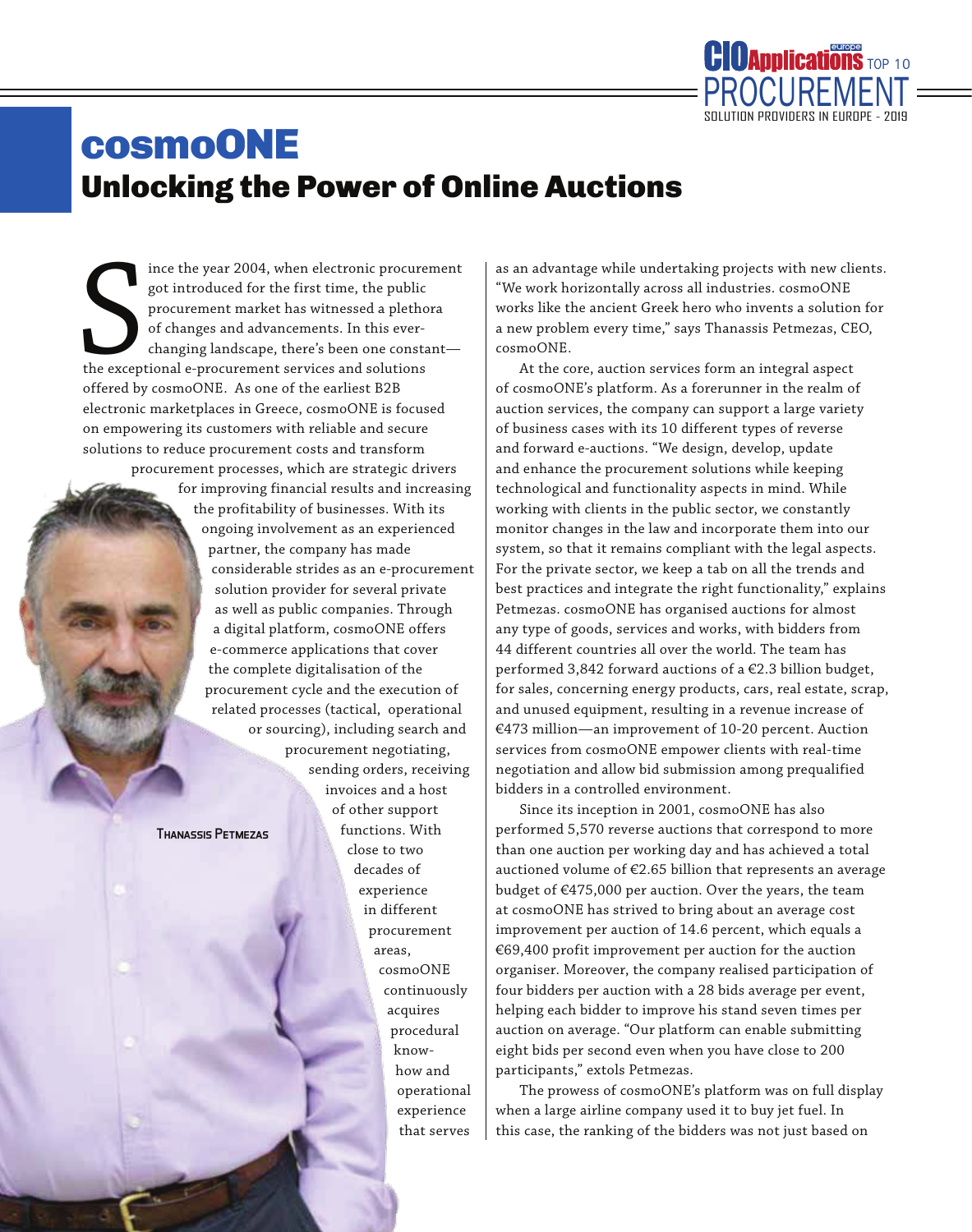# cosmoONE

## Unlocking the Power of Online Auctions

Since the year 2004, when electronic procurement got introduced for the first time, the public procurement market has witnessed a plethora of changes and advancements. In this ever-changing landscape, there's been one constant—the exceptional e-procurement services and solutions offered by cosmoONE. As one of the earliest B2B electronic marketplaces in Greece, cosmoONE is focused on empowering its customers with reliable and secure solutions to reduce procurement costs and transform procurement processes, which are strategic drivers for improving financial results and increasing the profitability of businesses. With its ongoing involvement as an experienced partner, the company has made considerable strides as an e-procurement solution provider for several private as well as public companies. Through a digital platform, cosmoONE offers e-commerce applications that cover the complete digitalisation of the procurement cycle and the execution of related processes (tactical, operational or sourcing), including search and procurement negotiating, sending orders, receiving invoices and a host of other support functions. With close to two decades of experience in different procurement areas, cosmoONE continuously acquires procedural know-how and operational experience that serves as an advantage while undertaking projects with new clients. "We work horizontally across all industries. cosmoONE works like the ancient Greek hero who invents a solution for a new problem every time," says Thanassis Petmezas, CEO, cosmoONE.

Thanassis Petmezas

At the core, auction services form an integral aspect of cosmoONE's platform. As a forerunner in the realm of auction services, the company can support a large variety of business cases with its 10 different types of reverse and forward e-auctions. "We design, develop, update and enhance the procurement solutions while keeping technological and functionality aspects in mind. While working with clients in the public sector, we constantly monitor changes in the law and incorporate them into our system, so that it remains compliant with the legal aspects. For the private sector, we keep a tab on all the trends and best practices and integrate the right functionality," explains Petmezas. cosmoONE has organised auctions for almost any type of goods, services and works, with bidders from 44 different countries all over the world. The team has performed 3,842 forward auctions of a €2.3 billion budget, for sales, concerning energy products, cars, real estate, scrap, and unused equipment, resulting in a revenue increase of €473 million—an improvement of 10-20 percent. Auction services from cosmoONE empower clients with real-time negotiation and allow bid submission among prequalified bidders in a controlled environment.

Since its inception in 2001, cosmoONE has also performed 5,570 reverse auctions that correspond to more than one auction per working day and has achieved a total auctioned volume of €2.65 billion that represents an average budget of €475,000 per auction. Over the years, the team at cosmoONE has strived to bring about an average cost improvement per auction of 14.6 percent, which equals a €69,400 profit improvement per auction for the organiser. Moreover, the company realised participation of four bidders per auction with a 28 bids average per event, helping each bidder to improve his stand seven times per auction on average. "Our platform can enable submitting eight bids per second even when you have close to 200 participants," extols Petmezas.

The prowess of cosmoONE's platform was on full display when a large airline company used it to buy jet fuel. In this case, the ranking of the bidders was not just based on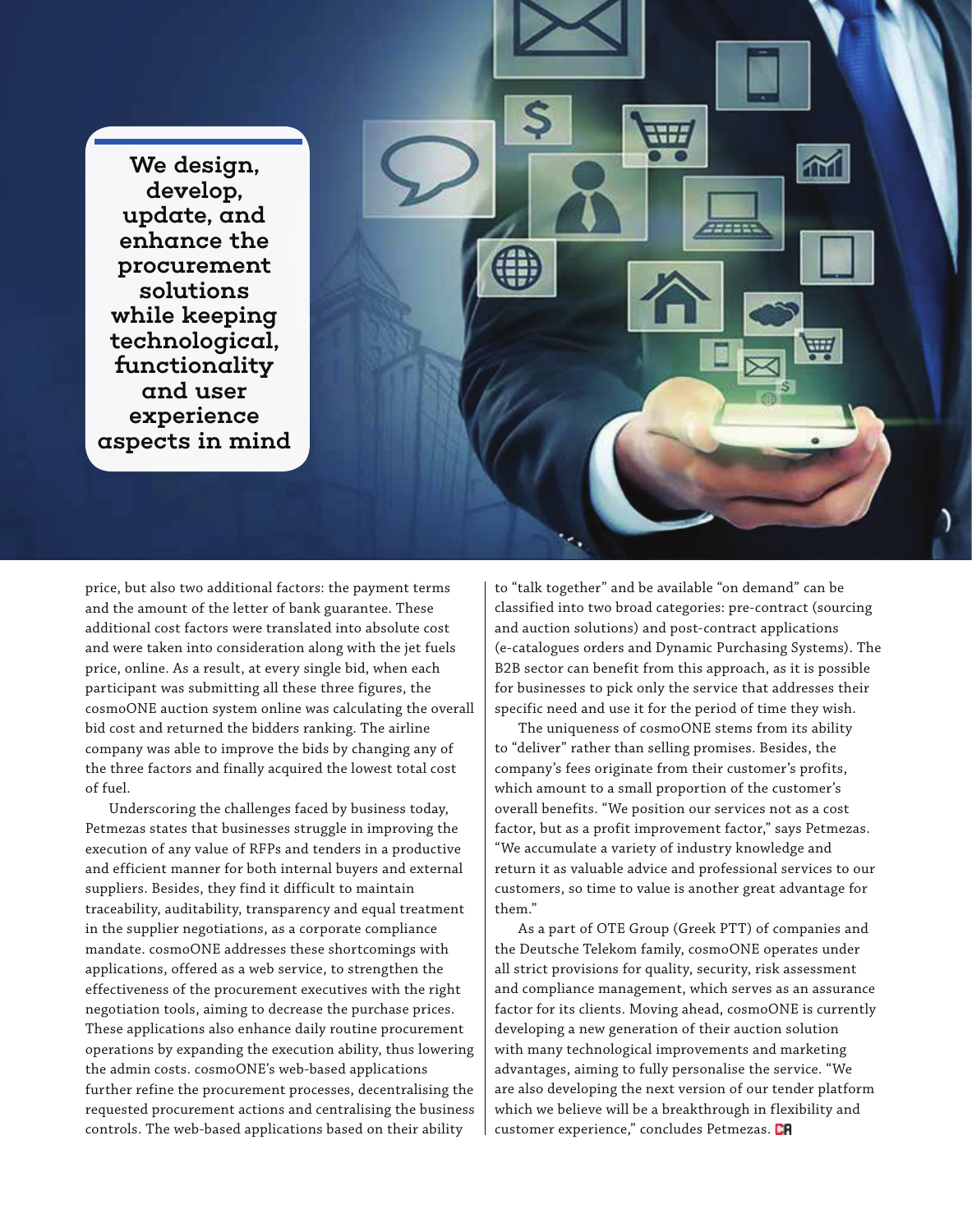**We design, develop, update, and enhance the procurement solutions while keeping technological, functionality and user experience aspects in mind**

price, but also two additional factors: the payment terms and the amount of the letter of bank guarantee. These additional cost factors were translated into absolute cost and were taken into consideration along with the jet fuels price, online. As a result, at every single bid, when each participant was submitting all these three figures, the cosmoONE auction system online was calculating the overall bid cost and returned the bidders ranking. The airline company was able to improve the bids by changing any of the three factors and finally acquired the lowest total cost of fuel.

Underscoring the challenges faced by business today, Petmezas states that businesses struggle in improving the execution of any value of RFPs and tenders in a productive and efficient manner for both internal buyers and external suppliers. Besides, they find it difficult to maintain traceability, auditability, transparency and equal treatment in the supplier negotiations, as a corporate compliance mandate. cosmoONE addresses these shortcomings with applications, offered as a web service, to strengthen the effectiveness of the procurement executives with the right negotiation tools, aiming to decrease the purchase prices. These applications also enhance daily routine procurement operations by expanding the execution ability, thus lowering the admin costs. cosmoONE's web-based applications further refine the procurement processes, decentralising the requested procurement actions and centralising the business controls. The web-based applications based on their ability to "talk together" and be available "on demand" can be classified into two broad categories: pre-contract (sourcing and auction solutions) and post-contract applications (e-catalogues orders and Dynamic Purchasing Systems). The B2B sector can benefit from this approach, as it is possible for businesses to pick only the service that addresses their specific need and use it for the period of time they wish.

The uniqueness of cosmoONE stems from its ability to "deliver" rather than selling promises. Besides, the company's fees originate from their customer's profits, which amount to a small proportion of the customer's overall benefits. "We position our services not as a cost factor, but as a profit improvement factor," says Petmezas. "We accumulate a variety of industry knowledge and return it as valuable advice and professional services to our customers, so time to value is another great advantage for them."

As a part of OTE Group (Greek PTT) of companies and the Deutsche Telekom family, cosmoONE operates under all strict provisions for quality, security, risk assessment and compliance management, which serves as an assurance factor for its clients. Moving ahead, cosmoONE is currently developing a new generation of their auction solution with many technological improvements and marketing advantages, aiming to fully personalise the service. "We are also developing the next version of our tender platform which we believe will be a breakthrough in flexibility and customer experience," concludes Petmezas.